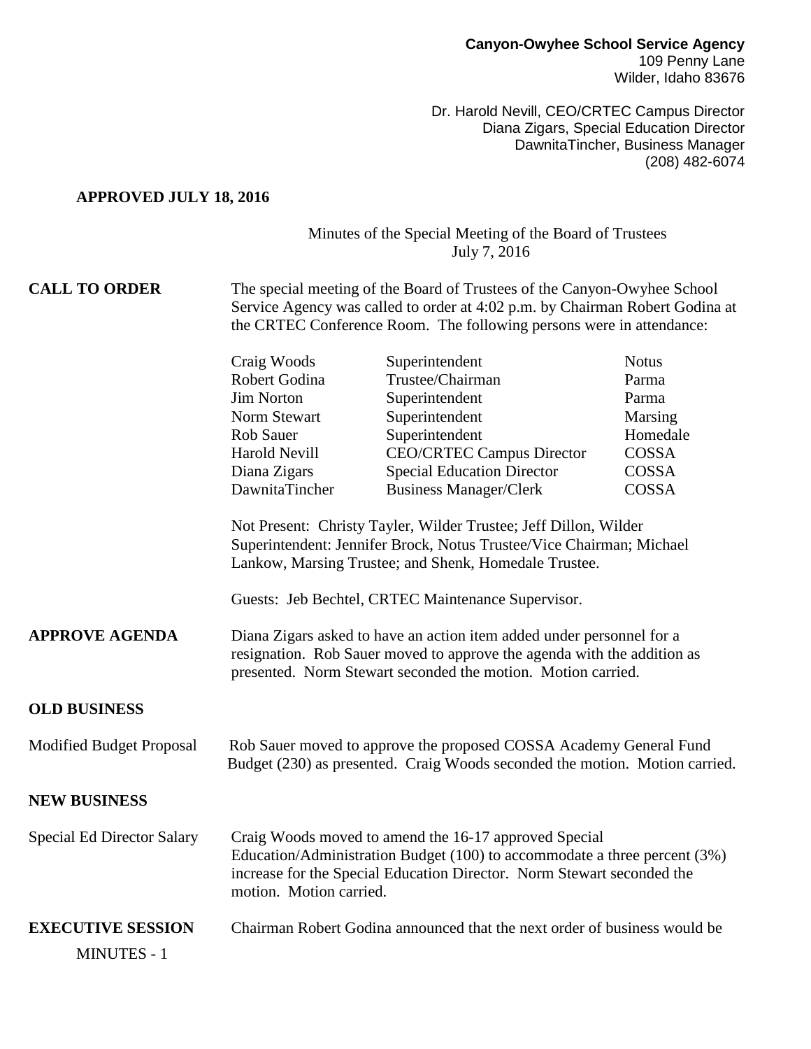**Canyon-Owyhee School Service Agency**
109 Penny Lane
Wilder, Idaho 83676

Dr. Harold Nevill, CEO/CRTEC Campus Director
Diana Zigars, Special Education Director
DawnitaTincher, Business Manager
(208) 482-6074

**APPROVED JULY 18, 2016**

Minutes of the Special Meeting of the Board of Trustees
July 7, 2016

**CALL TO ORDER**

The special meeting of the Board of Trustees of the Canyon-Owyhee School Service Agency was called to order at 4:02 p.m. by Chairman Robert Godina at the CRTEC Conference Room. The following persons were in attendance:

| | | |
|---|---|---|
| Craig Woods | Superintendent | Notus |
| Robert Godina | Trustee/Chairman | Parma |
| Jim Norton | Superintendent | Parma |
| Norm Stewart | Superintendent | Marsing |
| Rob Sauer | Superintendent | Homedale |
| Harold Nevill | CEO/CRTEC Campus Director | COSSA |
| Diana Zigars | Special Education Director | COSSA |
| DawnitaTincher | Business Manager/Clerk | COSSA |

Not Present: Christy Tayler, Wilder Trustee; Jeff Dillon, Wilder Superintendent: Jennifer Brock, Notus Trustee/Vice Chairman; Michael Lankow, Marsing Trustee; and Shenk, Homedale Trustee.

Guests: Jeb Bechtel, CRTEC Maintenance Supervisor.

**APPROVE AGENDA**

Diana Zigars asked to have an action item added under personnel for a resignation. Rob Sauer moved to approve the agenda with the addition as presented. Norm Stewart seconded the motion. Motion carried.

**OLD BUSINESS**

Modified Budget Proposal

Rob Sauer moved to approve the proposed COSSA Academy General Fund Budget (230) as presented. Craig Woods seconded the motion. Motion carried.

**NEW BUSINESS**

Special Ed Director Salary

Craig Woods moved to amend the 16-17 approved Special Education/Administration Budget (100) to accommodate a three percent (3%) increase for the Special Education Director. Norm Stewart seconded the motion. Motion carried.

**EXECUTIVE SESSION**

Chairman Robert Godina announced that the next order of business would be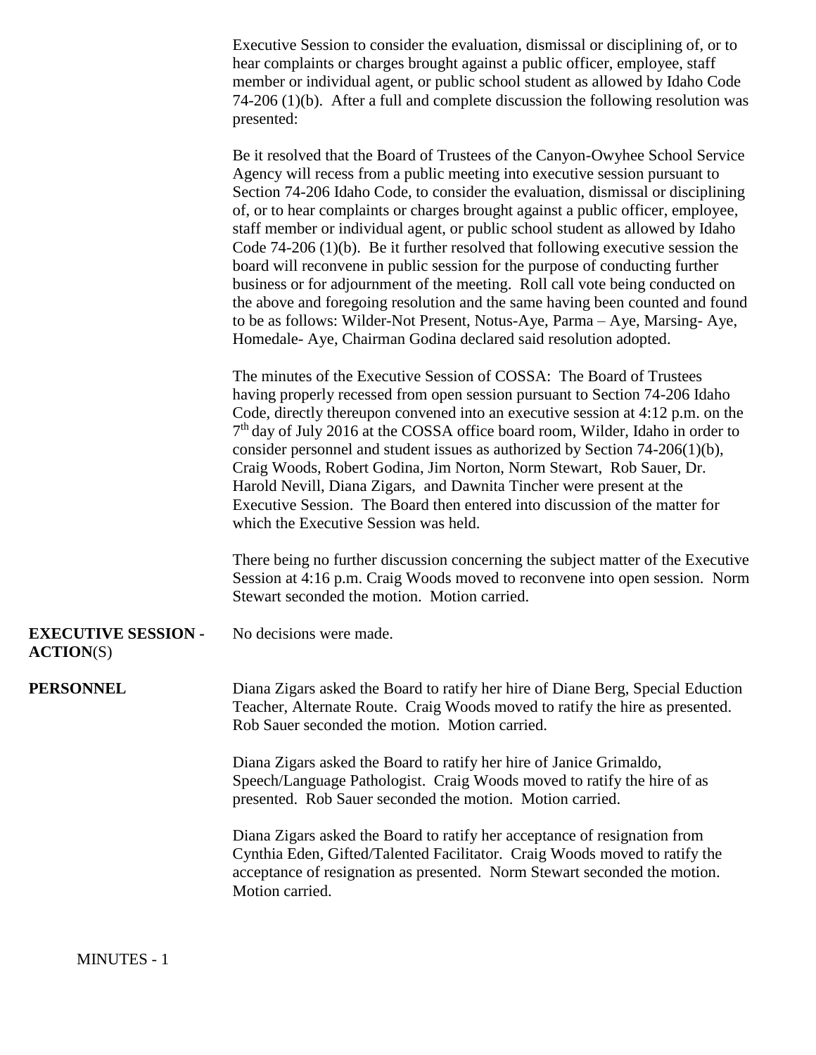Executive Session to consider the evaluation, dismissal or disciplining of, or to hear complaints or charges brought against a public officer, employee, staff member or individual agent, or public school student as allowed by Idaho Code 74-206 (1)(b). After a full and complete discussion the following resolution was presented:

Be it resolved that the Board of Trustees of the Canyon-Owyhee School Service Agency will recess from a public meeting into executive session pursuant to Section 74-206 Idaho Code, to consider the evaluation, dismissal or disciplining of, or to hear complaints or charges brought against a public officer, employee, staff member or individual agent, or public school student as allowed by Idaho Code 74-206 (1)(b). Be it further resolved that following executive session the board will reconvene in public session for the purpose of conducting further business or for adjournment of the meeting. Roll call vote being conducted on the above and foregoing resolution and the same having been counted and found to be as follows: Wilder-Not Present, Notus-Aye, Parma – Aye, Marsing- Aye, Homedale- Aye, Chairman Godina declared said resolution adopted.

The minutes of the Executive Session of COSSA: The Board of Trustees having properly recessed from open session pursuant to Section 74-206 Idaho Code, directly thereupon convened into an executive session at 4:12 p.m. on the 7th day of July 2016 at the COSSA office board room, Wilder, Idaho in order to consider personnel and student issues as authorized by Section 74-206(1)(b), Craig Woods, Robert Godina, Jim Norton, Norm Stewart, Rob Sauer, Dr. Harold Nevill, Diana Zigars, and Dawnita Tincher were present at the Executive Session. The Board then entered into discussion of the matter for which the Executive Session was held.

There being no further discussion concerning the subject matter of the Executive Session at 4:16 p.m. Craig Woods moved to reconvene into open session. Norm Stewart seconded the motion. Motion carried.

**EXECUTIVE SESSION - ACTION**(S)

No decisions were made.

**PERSONNEL**

Diana Zigars asked the Board to ratify her hire of Diane Berg, Special Eduction Teacher, Alternate Route. Craig Woods moved to ratify the hire as presented. Rob Sauer seconded the motion. Motion carried.

Diana Zigars asked the Board to ratify her hire of Janice Grimaldo, Speech/Language Pathologist. Craig Woods moved to ratify the hire of as presented. Rob Sauer seconded the motion. Motion carried.

Diana Zigars asked the Board to ratify her acceptance of resignation from Cynthia Eden, Gifted/Talented Facilitator. Craig Woods moved to ratify the acceptance of resignation as presented. Norm Stewart seconded the motion. Motion carried.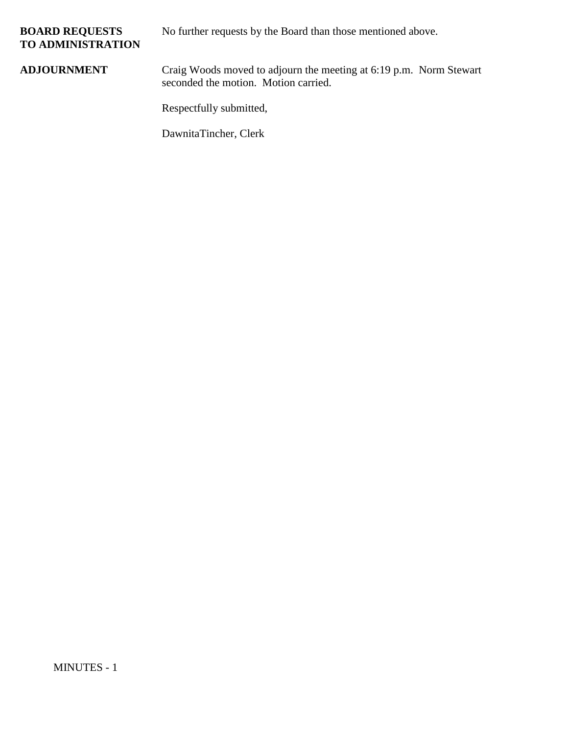**BOARD REQUESTS TO ADMINISTRATION** No further requests by the Board than those mentioned above.

**ADJOURNMENT** Craig Woods moved to adjourn the meeting at 6:19 p.m. Norm Stewart seconded the motion. Motion carried.

Respectfully submitted,

DawnitaTincher, Clerk